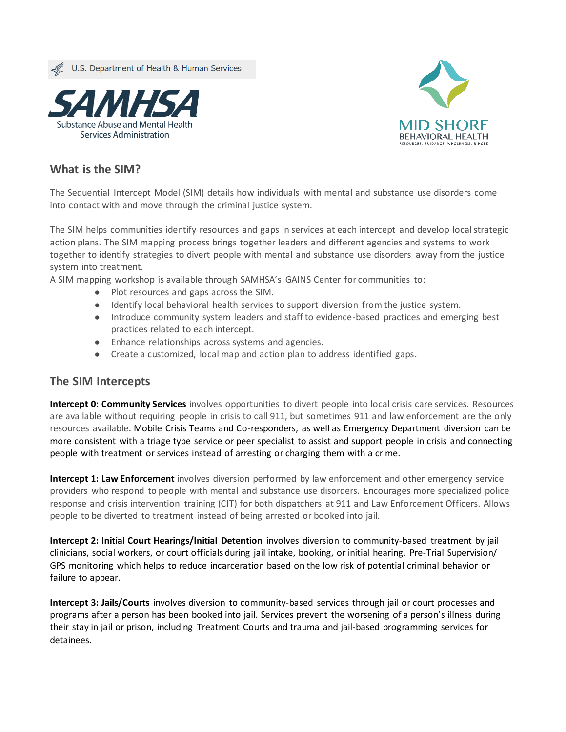U.S. Department of Health & Human Services

SAMHSA
Substance Abuse and Mental Health Services Administration

MID SHORE BEHAVIORAL HEALTH
RESOURCES, GUIDANCE, WHOLENESS, & HOPE

## What is the SIM?

The Sequential Intercept Model (SIM) details how individuals with mental and substance use disorders come into contact with and move through the criminal justice system.

The SIM helps communities identify resources and gaps in services at each intercept and develop local strategic action plans. The SIM mapping process brings together leaders and different agencies and systems to work together to identify strategies to divert people with mental and substance use disorders away from the justice system into treatment.
A SIM mapping workshop is available through SAMHSA's GAINS Center for communities to:

- Plot resources and gaps across the SIM.
- Identify local behavioral health services to support diversion from the justice system.
- Introduce community system leaders and staff to evidence-based practices and emerging best practices related to each intercept.
- Enhance relationships across systems and agencies.
- Create a customized, local map and action plan to address identified gaps.

## The SIM Intercepts

**Intercept 0: Community Services** involves opportunities to divert people into local crisis care services. Resources are available without requiring people in crisis to call 911, but sometimes 911 and law enforcement are the only resources available. Mobile Crisis Teams and Co-responders, as well as Emergency Department diversion can be more consistent with a triage type service or peer specialist to assist and support people in crisis and connecting people with treatment or services instead of arresting or charging them with a crime.

**Intercept 1: Law Enforcement** involves diversion performed by law enforcement and other emergency service providers who respond to people with mental and substance use disorders. Encourages more specialized police response and crisis intervention training (CIT) for both dispatchers at 911 and Law Enforcement Officers. Allows people to be diverted to treatment instead of being arrested or booked into jail.

**Intercept 2: Initial Court Hearings/Initial Detention** involves diversion to community-based treatment by jail clinicians, social workers, or court officials during jail intake, booking, or initial hearing. Pre-Trial Supervision/ GPS monitoring which helps to reduce incarceration based on the low risk of potential criminal behavior or failure to appear.

**Intercept 3: Jails/Courts** involves diversion to community-based services through jail or court processes and programs after a person has been booked into jail. Services prevent the worsening of a person's illness during their stay in jail or prison, including Treatment Courts and trauma and jail-based programming services for detainees.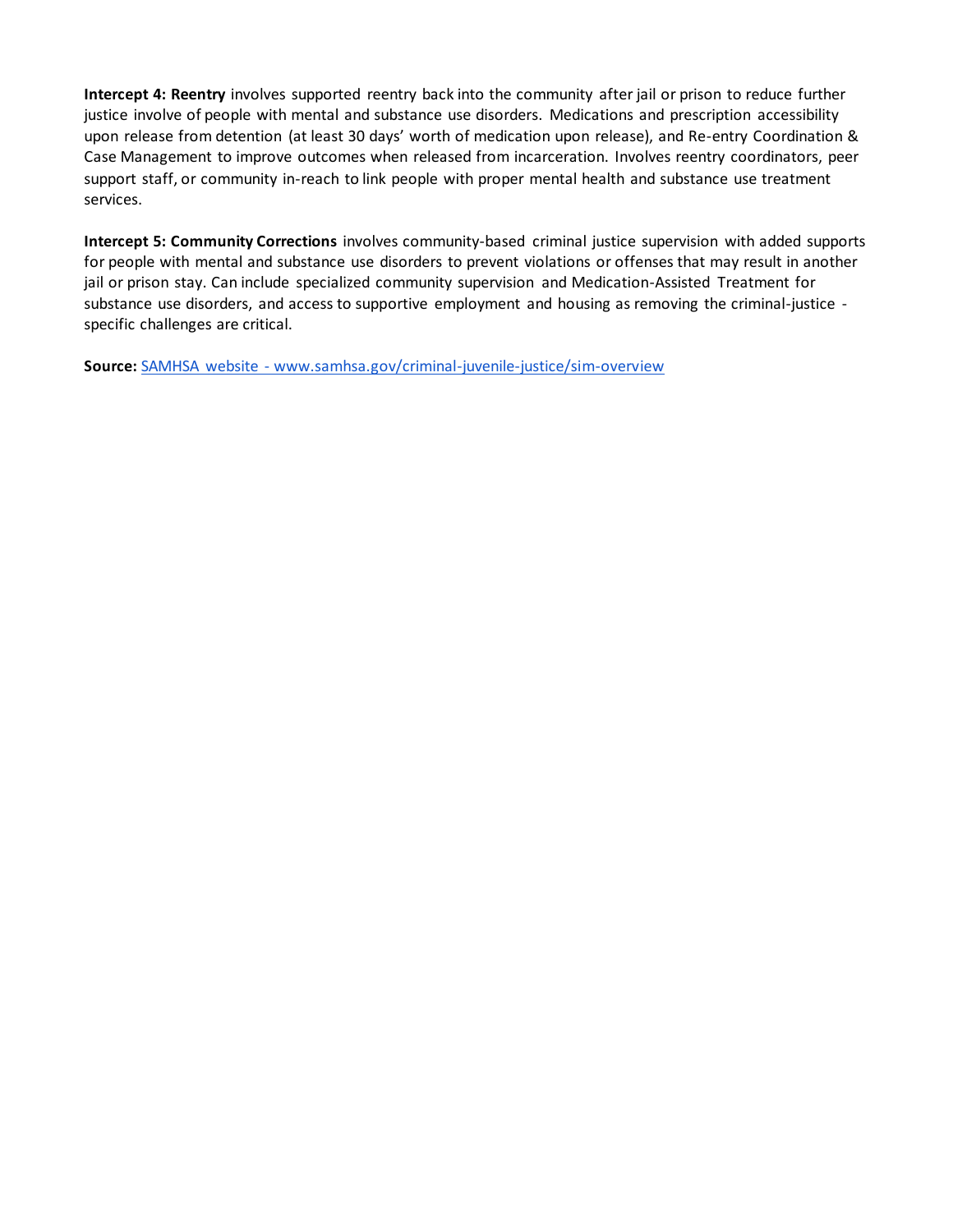**Intercept 4: Reentry** involves supported reentry back into the community after jail or prison to reduce further justice involve of people with mental and substance use disorders. Medications and prescription accessibility upon release from detention (at least 30 days' worth of medication upon release), and Re-entry Coordination & Case Management to improve outcomes when released from incarceration. Involves reentry coordinators, peer support staff, or community in-reach to link people with proper mental health and substance use treatment services.

**Intercept 5: Community Corrections** involves community-based criminal justice supervision with added supports for people with mental and substance use disorders to prevent violations or offenses that may result in another jail or prison stay. Can include specialized community supervision and Medication-Assisted Treatment for substance use disorders, and access to supportive employment and housing as removing the criminal-justice - specific challenges are critical.

**Source:** [SAMHSA website - www.samhsa.gov/criminal-juvenile-justice/sim-overview](http://www.samhsa.gov/criminal-juvenile-justice/sim-overview)